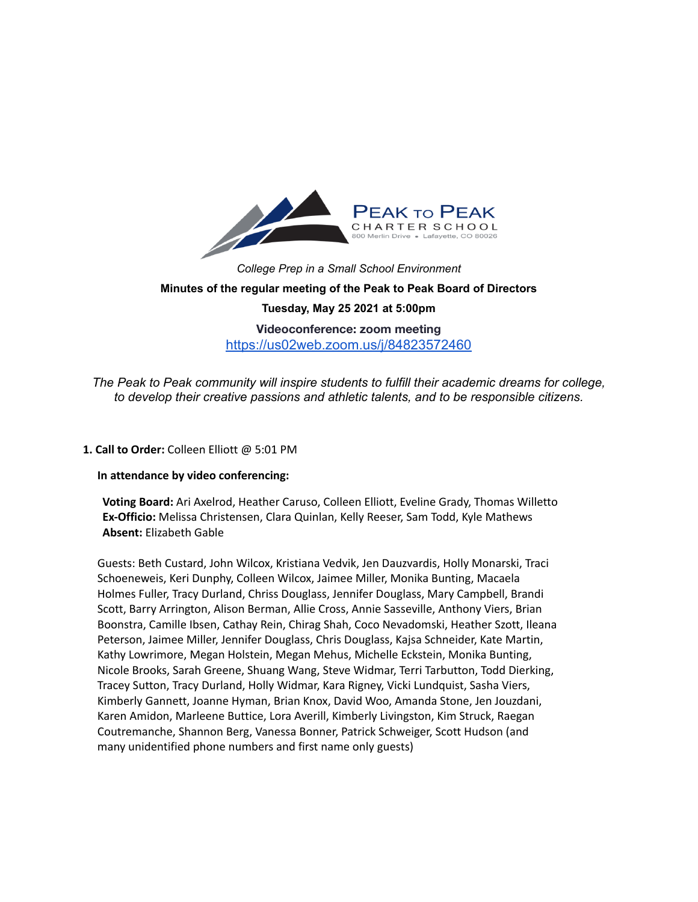PEAK TO PEAK
CHARTER SCHOOL
800 Merlin Drive ▪ Lafayette, CO 80026

*College Prep in a Small School Environment*

**Minutes of the regular meeting of the Peak to Peak Board of Directors**

**Tuesday, May 25 2021 at 5:00pm**

**Videoconference: zoom meeting**
https://us02web.zoom.us/j/84823572460

*The Peak to Peak community will inspire students to fulfill their academic dreams for college, to develop their creative passions and athletic talents, and to be responsible citizens.*

**1. Call to Order:** Colleen Elliott @ 5:01 PM

**In attendance by video conferencing:**

**Voting Board:** Ari Axelrod, Heather Caruso, Colleen Elliott, Eveline Grady, Thomas Willetto
**Ex-Officio:** Melissa Christensen, Clara Quinlan, Kelly Reeser, Sam Todd, Kyle Mathews
**Absent:** Elizabeth Gable

Guests: Beth Custard, John Wilcox, Kristiana Vedvik, Jen Dauzvardis, Holly Monarski, Traci Schoeneweis, Keri Dunphy, Colleen Wilcox, Jaimee Miller, Monika Bunting, Macaela Holmes Fuller, Tracy Durland, Chriss Douglass, Jennifer Douglass, Mary Campbell, Brandi Scott, Barry Arrington, Alison Berman, Allie Cross, Annie Sasseville, Anthony Viers, Brian Boonstra, Camille Ibsen, Cathay Rein, Chirag Shah, Coco Nevadomski, Heather Szott, Ileana Peterson, Jaimee Miller, Jennifer Douglass, Chris Douglass, Kajsa Schneider, Kate Martin, Kathy Lowrimore, Megan Holstein, Megan Mehus, Michelle Eckstein, Monika Bunting, Nicole Brooks, Sarah Greene, Shuang Wang, Steve Widmar, Terri Tarbutton, Todd Dierking, Tracey Sutton, Tracy Durland, Holly Widmar, Kara Rigney, Vicki Lundquist, Sasha Viers, Kimberly Gannett, Joanne Hyman, Brian Knox, David Woo, Amanda Stone, Jen Jouzdani, Karen Amidon, Marleene Buttice, Lora Averill, Kimberly Livingston, Kim Struck, Raegan Coutremanche, Shannon Berg, Vanessa Bonner, Patrick Schweiger, Scott Hudson (and many unidentified phone numbers and first name only guests)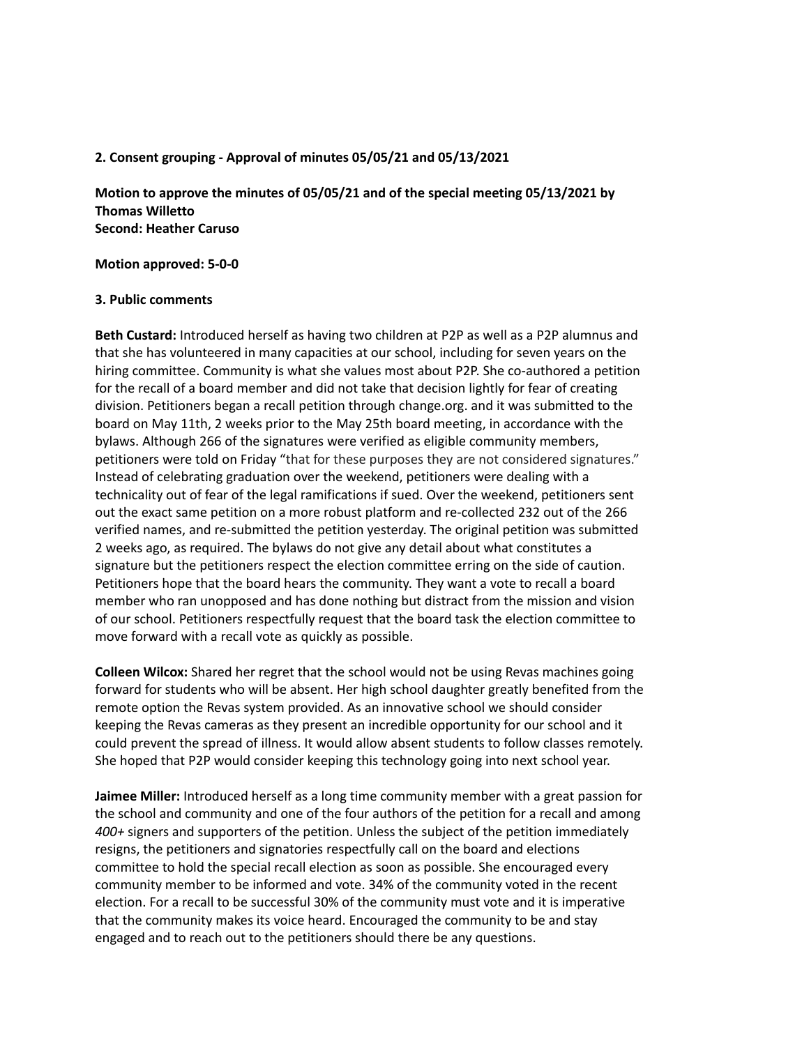**2. Consent grouping - Approval of minutes 05/05/21 and 05/13/2021**

**Motion to approve the minutes of 05/05/21 and of the special meeting 05/13/2021 by Thomas Willetto**
**Second: Heather Caruso**

**Motion approved: 5-0-0**

**3. Public comments**

**Beth Custard:** Introduced herself as having two children at P2P as well as a P2P alumnus and that she has volunteered in many capacities at our school, including for seven years on the hiring committee. Community is what she values most about P2P. She co-authored a petition for the recall of a board member and did not take that decision lightly for fear of creating division. Petitioners began a recall petition through change.org. and it was submitted to the board on May 11th, 2 weeks prior to the May 25th board meeting, in accordance with the bylaws. Although 266 of the signatures were verified as eligible community members, petitioners were told on Friday "that for these purposes they are not considered signatures." Instead of celebrating graduation over the weekend, petitioners were dealing with a technicality out of fear of the legal ramifications if sued. Over the weekend, petitioners sent out the exact same petition on a more robust platform and re-collected 232 out of the 266 verified names, and re-submitted the petition yesterday. The original petition was submitted 2 weeks ago, as required. The bylaws do not give any detail about what constitutes a signature but the petitioners respect the election committee erring on the side of caution. Petitioners hope that the board hears the community. They want a vote to recall a board member who ran unopposed and has done nothing but distract from the mission and vision of our school. Petitioners respectfully request that the board task the election committee to move forward with a recall vote as quickly as possible.

**Colleen Wilcox:** Shared her regret that the school would not be using Revas machines going forward for students who will be absent. Her high school daughter greatly benefited from the remote option the Revas system provided. As an innovative school we should consider keeping the Revas cameras as they present an incredible opportunity for our school and it could prevent the spread of illness. It would allow absent students to follow classes remotely. She hoped that P2P would consider keeping this technology going into next school year.

**Jaimee Miller:** Introduced herself as a long time community member with a great passion for the school and community and one of the four authors of the petition for a recall and among *400+* signers and supporters of the petition. Unless the subject of the petition immediately resigns, the petitioners and signatories respectfully call on the board and elections committee to hold the special recall election as soon as possible. She encouraged every community member to be informed and vote. 34% of the community voted in the recent election. For a recall to be successful 30% of the community must vote and it is imperative that the community makes its voice heard. Encouraged the community to be and stay engaged and to reach out to the petitioners should there be any questions.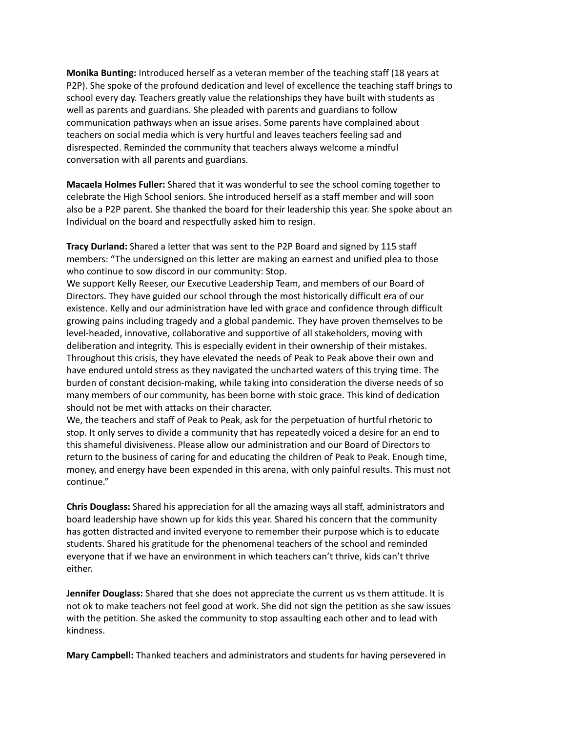**Monika Bunting:** Introduced herself as a veteran member of the teaching staff (18 years at P2P). She spoke of the profound dedication and level of excellence the teaching staff brings to school every day. Teachers greatly value the relationships they have built with students as well as parents and guardians. She pleaded with parents and guardians to follow communication pathways when an issue arises. Some parents have complained about teachers on social media which is very hurtful and leaves teachers feeling sad and disrespected. Reminded the community that teachers always welcome a mindful conversation with all parents and guardians.

**Macaela Holmes Fuller:** Shared that it was wonderful to see the school coming together to celebrate the High School seniors. She introduced herself as a staff member and will soon also be a P2P parent. She thanked the board for their leadership this year. She spoke about an Individual on the board and respectfully asked him to resign.

**Tracy Durland:** Shared a letter that was sent to the P2P Board and signed by 115 staff members: "The undersigned on this letter are making an earnest and unified plea to those who continue to sow discord in our community: Stop.

We support Kelly Reeser, our Executive Leadership Team, and members of our Board of Directors. They have guided our school through the most historically difficult era of our existence. Kelly and our administration have led with grace and confidence through difficult growing pains including tragedy and a global pandemic. They have proven themselves to be level-headed, innovative, collaborative and supportive of all stakeholders, moving with deliberation and integrity. This is especially evident in their ownership of their mistakes. Throughout this crisis, they have elevated the needs of Peak to Peak above their own and have endured untold stress as they navigated the uncharted waters of this trying time. The burden of constant decision-making, while taking into consideration the diverse needs of so many members of our community, has been borne with stoic grace. This kind of dedication should not be met with attacks on their character.

We, the teachers and staff of Peak to Peak, ask for the perpetuation of hurtful rhetoric to stop. It only serves to divide a community that has repeatedly voiced a desire for an end to this shameful divisiveness. Please allow our administration and our Board of Directors to return to the business of caring for and educating the children of Peak to Peak. Enough time, money, and energy have been expended in this arena, with only painful results. This must not continue."

**Chris Douglass:** Shared his appreciation for all the amazing ways all staff, administrators and board leadership have shown up for kids this year. Shared his concern that the community has gotten distracted and invited everyone to remember their purpose which is to educate students. Shared his gratitude for the phenomenal teachers of the school and reminded everyone that if we have an environment in which teachers can't thrive, kids can't thrive either.

**Jennifer Douglass:** Shared that she does not appreciate the current us vs them attitude. It is not ok to make teachers not feel good at work. She did not sign the petition as she saw issues with the petition. She asked the community to stop assaulting each other and to lead with kindness.

**Mary Campbell:** Thanked teachers and administrators and students for having persevered in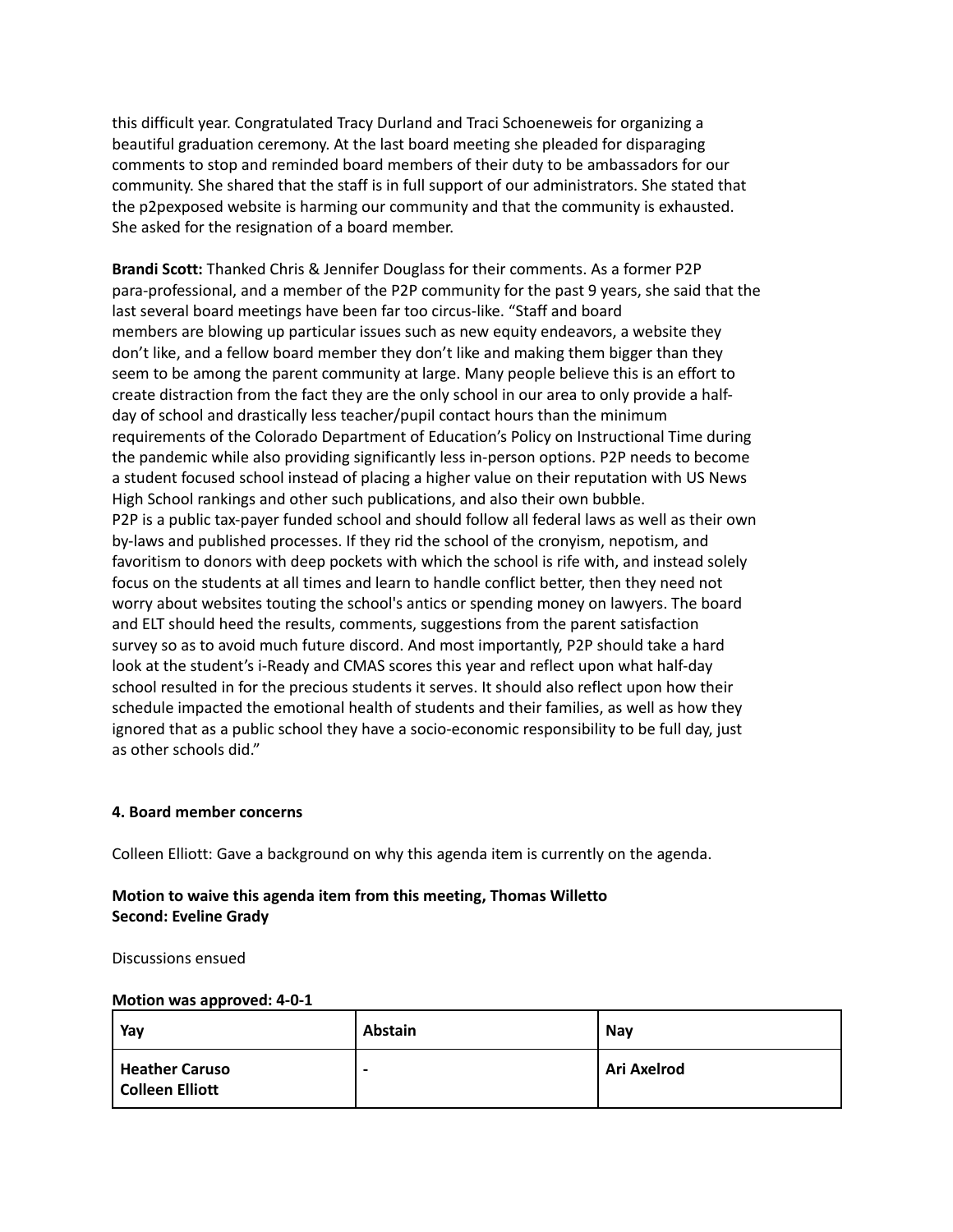this difficult year. Congratulated Tracy Durland and Traci Schoeneweis for organizing a beautiful graduation ceremony. At the last board meeting she pleaded for disparaging comments to stop and reminded board members of their duty to be ambassadors for our community. She shared that the staff is in full support of our administrators. She stated that the p2pexposed website is harming our community and that the community is exhausted. She asked for the resignation of a board member.

**Brandi Scott:** Thanked Chris & Jennifer Douglass for their comments. As a former P2P para-professional, and a member of the P2P community for the past 9 years, she said that the last several board meetings have been far too circus-like. "Staff and board members are blowing up particular issues such as new equity endeavors, a website they don't like, and a fellow board member they don't like and making them bigger than they seem to be among the parent community at large. Many people believe this is an effort to create distraction from the fact they are the only school in our area to only provide a half-day of school and drastically less teacher/pupil contact hours than the minimum requirements of the Colorado Department of Education's Policy on Instructional Time during the pandemic while also providing significantly less in-person options. P2P needs to become a student focused school instead of placing a higher value on their reputation with US News High School rankings and other such publications, and also their own bubble. P2P is a public tax-payer funded school and should follow all federal laws as well as their own by-laws and published processes. If they rid the school of the cronyism, nepotism, and favoritism to donors with deep pockets with which the school is rife with, and instead solely focus on the students at all times and learn to handle conflict better, then they need not worry about websites touting the school's antics or spending money on lawyers. The board and ELT should heed the results, comments, suggestions from the parent satisfaction survey so as to avoid much future discord. And most importantly, P2P should take a hard look at the student's i-Ready and CMAS scores this year and reflect upon what half-day school resulted in for the precious students it serves. It should also reflect upon how their schedule impacted the emotional health of students and their families, as well as how they ignored that as a public school they have a socio-economic responsibility to be full day, just as other schools did."

**4. Board member concerns**

Colleen Elliott: Gave a background on why this agenda item is currently on the agenda.

**Motion to waive this agenda item from this meeting, Thomas Willetto**
**Second: Eveline Grady**

Discussions ensued

**Motion was approved: 4-0-1**

| Yay | Abstain | Nay |
|---|---|---|
| **Heather Caruso**<br>**Colleen Elliott** | - | **Ari Axelrod** |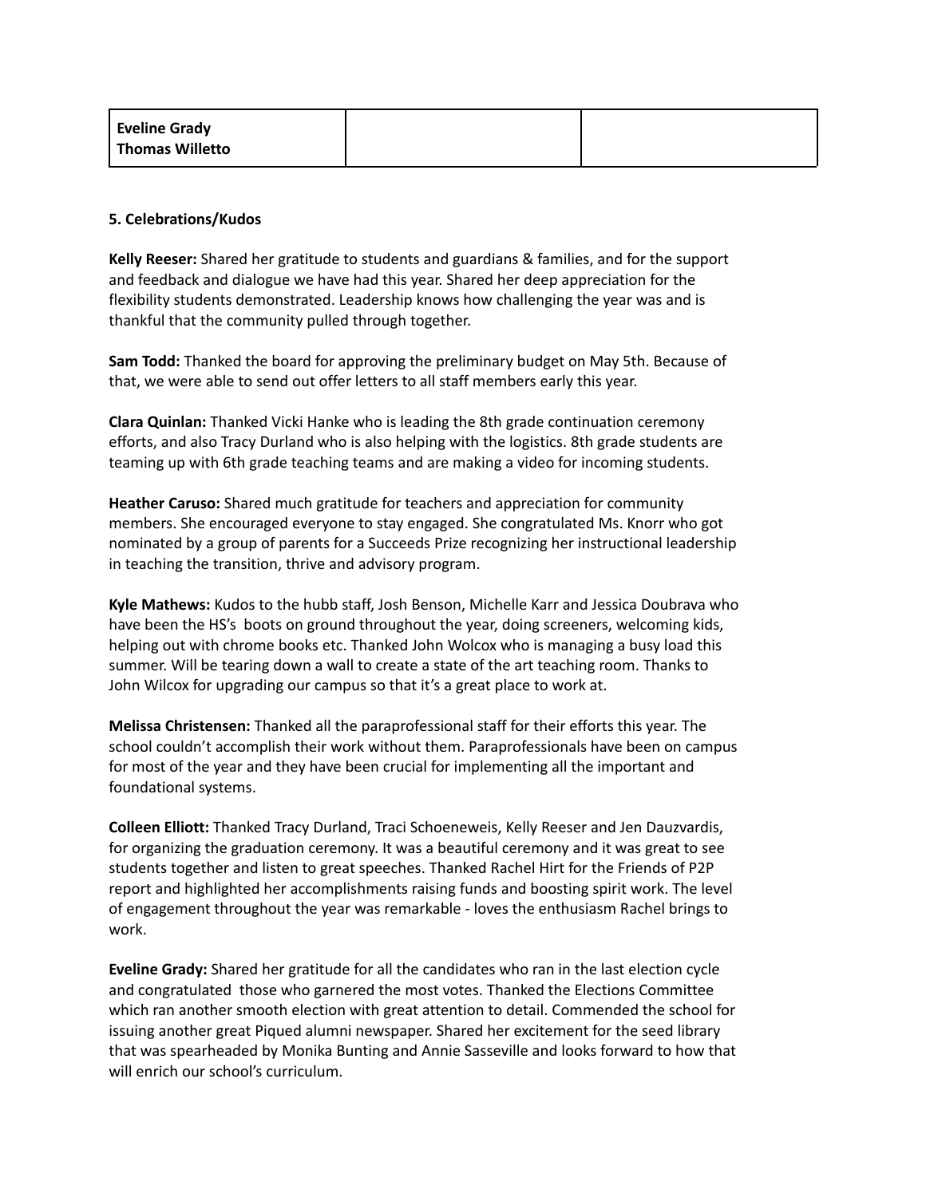| **Eveline Grady**<br>**Thomas Willetto** | | |
|---|---|---|

**5. Celebrations/Kudos**

**Kelly Reeser:** Shared her gratitude to students and guardians & families, and for the support and feedback and dialogue we have had this year. Shared her deep appreciation for the flexibility students demonstrated. Leadership knows how challenging the year was and is thankful that the community pulled through together.

**Sam Todd:** Thanked the board for approving the preliminary budget on May 5th. Because of that, we were able to send out offer letters to all staff members early this year.

**Clara Quinlan:** Thanked Vicki Hanke who is leading the 8th grade continuation ceremony efforts, and also Tracy Durland who is also helping with the logistics. 8th grade students are teaming up with 6th grade teaching teams and are making a video for incoming students.

**Heather Caruso:** Shared much gratitude for teachers and appreciation for community members. She encouraged everyone to stay engaged. She congratulated Ms. Knorr who got nominated by a group of parents for a Succeeds Prize recognizing her instructional leadership in teaching the transition, thrive and advisory program.

**Kyle Mathews:** Kudos to the hubb staff, Josh Benson, Michelle Karr and Jessica Doubrava who have been the HS's boots on ground throughout the year, doing screeners, welcoming kids, helping out with chrome books etc. Thanked John Wolcox who is managing a busy load this summer. Will be tearing down a wall to create a state of the art teaching room. Thanks to John Wilcox for upgrading our campus so that it's a great place to work at.

**Melissa Christensen:** Thanked all the paraprofessional staff for their efforts this year. The school couldn't accomplish their work without them. Paraprofessionals have been on campus for most of the year and they have been crucial for implementing all the important and foundational systems.

**Colleen Elliott:** Thanked Tracy Durland, Traci Schoeneweis, Kelly Reeser and Jen Dauzvardis, for organizing the graduation ceremony. It was a beautiful ceremony and it was great to see students together and listen to great speeches. Thanked Rachel Hirt for the Friends of P2P report and highlighted her accomplishments raising funds and boosting spirit work. The level of engagement throughout the year was remarkable - loves the enthusiasm Rachel brings to work.

**Eveline Grady:** Shared her gratitude for all the candidates who ran in the last election cycle and congratulated those who garnered the most votes. Thanked the Elections Committee which ran another smooth election with great attention to detail. Commended the school for issuing another great Piqued alumni newspaper. Shared her excitement for the seed library that was spearheaded by Monika Bunting and Annie Sasseville and looks forward to how that will enrich our school's curriculum.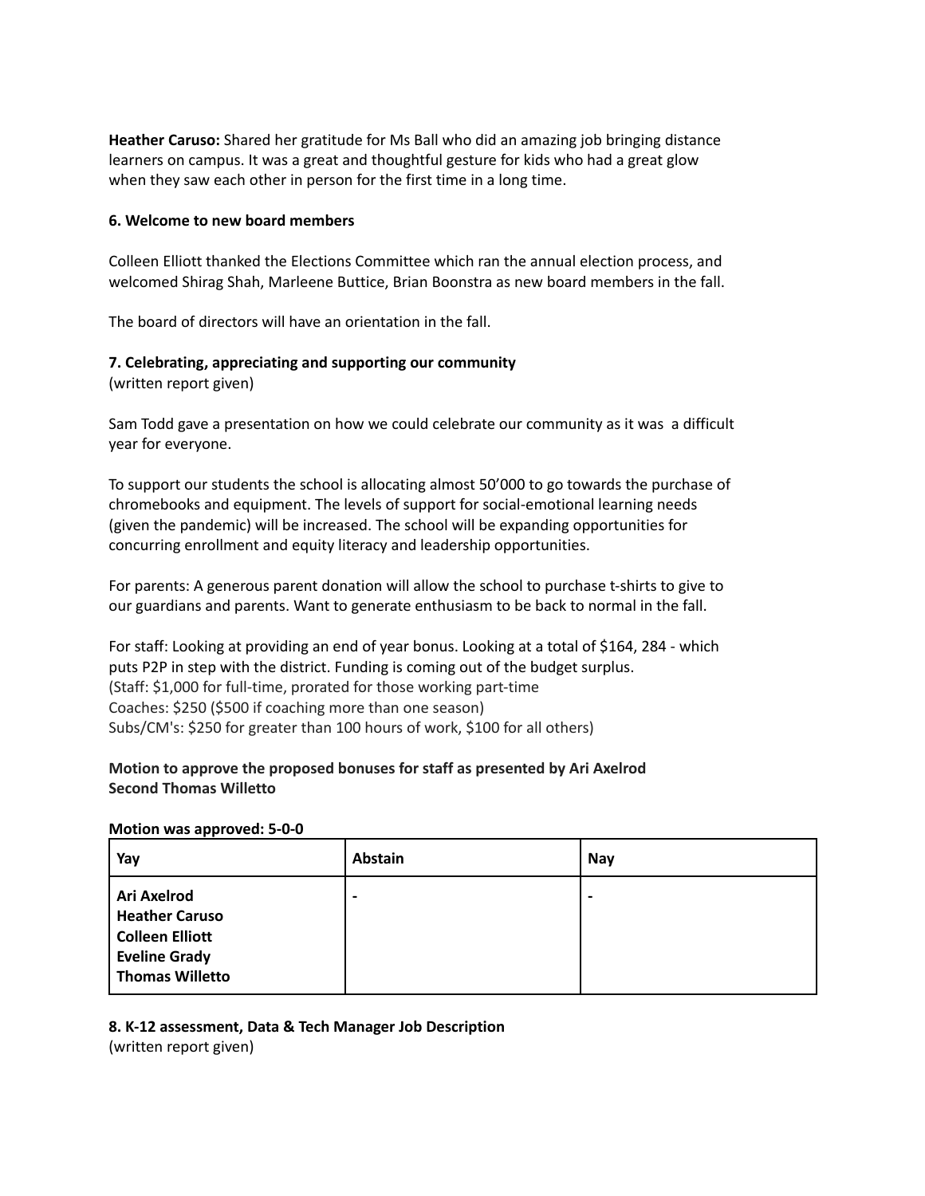**Heather Caruso:** Shared her gratitude for Ms Ball who did an amazing job bringing distance learners on campus. It was a great and thoughtful gesture for kids who had a great glow when they saw each other in person for the first time in a long time.

**6. Welcome to new board members**

Colleen Elliott thanked the Elections Committee which ran the annual election process, and welcomed Shirag Shah, Marleene Buttice, Brian Boonstra as new board members in the fall.

The board of directors will have an orientation in the fall.

**7. Celebrating, appreciating and supporting our community**
(written report given)

Sam Todd gave a presentation on how we could celebrate our community as it was a difficult year for everyone.

To support our students the school is allocating almost 50'000 to go towards the purchase of chromebooks and equipment. The levels of support for social-emotional learning needs (given the pandemic) will be increased. The school will be expanding opportunities for concurring enrollment and equity literacy and leadership opportunities.

For parents: A generous parent donation will allow the school to purchase t-shirts to give to our guardians and parents. Want to generate enthusiasm to be back to normal in the fall.

For staff: Looking at providing an end of year bonus. Looking at a total of $164, 284 - which puts P2P in step with the district. Funding is coming out of the budget surplus.
(Staff: $1,000 for full-time, prorated for those working part-time
Coaches: $250 ($500 if coaching more than one season)
Subs/CM's: $250 for greater than 100 hours of work, $100 for all others)

**Motion to approve the proposed bonuses for staff as presented by Ari Axelrod**
**Second Thomas Willetto**

**Motion was approved: 5-0-0**

| Yay | Abstain | Nay |
|---|---|---|
| **Ari Axelrod**<br>**Heather Caruso**<br>**Colleen Elliott**<br>**Eveline Grady**<br>**Thomas Willetto** | **-** | **-** |

**8. K-12 assessment, Data & Tech Manager Job Description**
(written report given)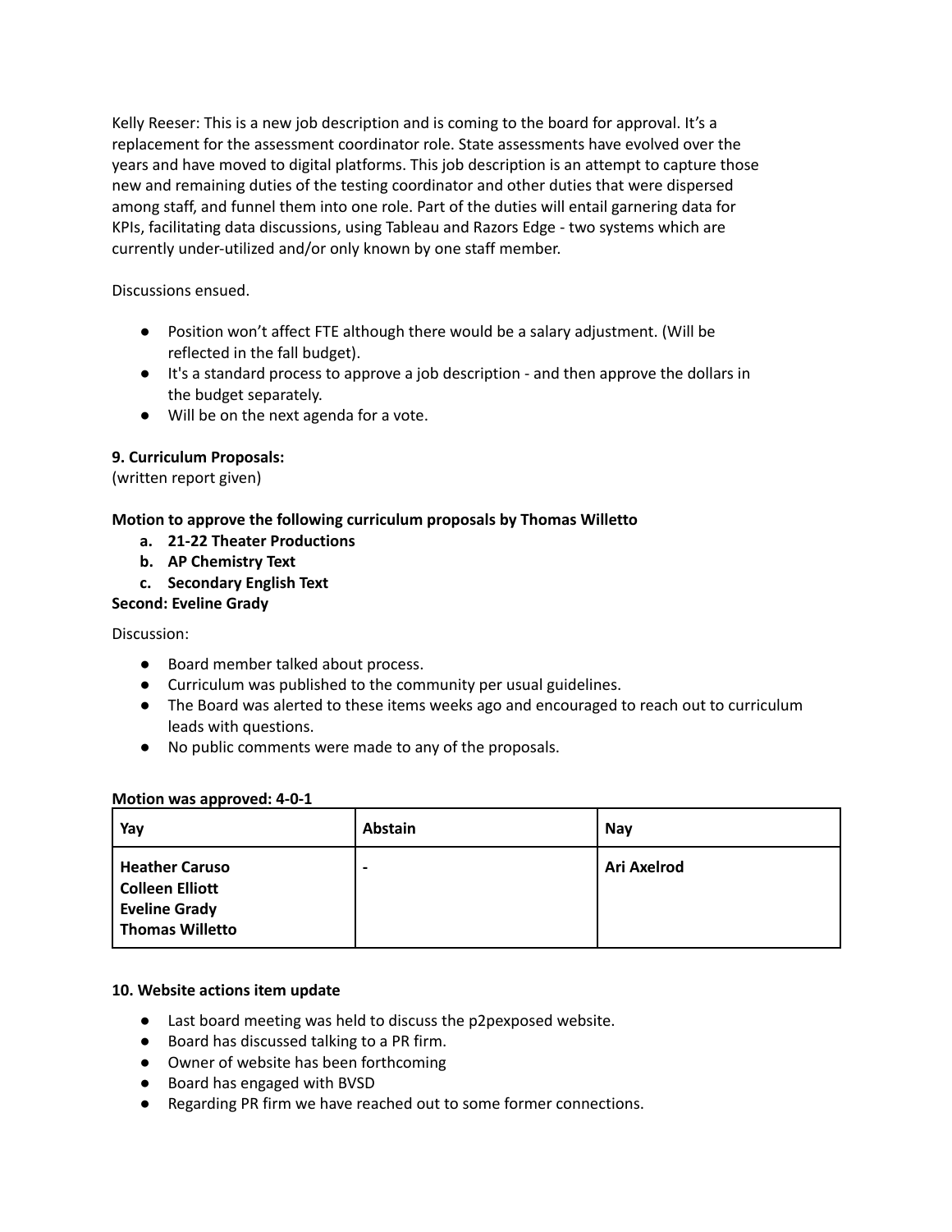Kelly Reeser: This is a new job description and is coming to the board for approval. It's a replacement for the assessment coordinator role. State assessments have evolved over the years and have moved to digital platforms. This job description is an attempt to capture those new and remaining duties of the testing coordinator and other duties that were dispersed among staff, and funnel them into one role. Part of the duties will entail garnering data for KPIs, facilitating data discussions, using Tableau and Razors Edge - two systems which are currently under-utilized and/or only known by one staff member.

Discussions ensued.

- Position won't affect FTE although there would be a salary adjustment. (Will be reflected in the fall budget).
- It's a standard process to approve a job description - and then approve the dollars in the budget separately.
- Will be on the next agenda for a vote.

**9. Curriculum Proposals:**
(written report given)

**Motion to approve the following curriculum proposals by Thomas Willetto**

a. **21-22 Theater Productions**
b. **AP Chemistry Text**
c. **Secondary English Text**

**Second: Eveline Grady**

Discussion:

- Board member talked about process.
- Curriculum was published to the community per usual guidelines.
- The Board was alerted to these items weeks ago and encouraged to reach out to curriculum leads with questions.
- No public comments were made to any of the proposals.

**Motion was approved: 4-0-1**

| Yay | Abstain | Nay |
|---|---|---|
| **Heather Caruso**<br>**Colleen Elliott**<br>**Eveline Grady**<br>**Thomas Willetto** | - | **Ari Axelrod** |

**10. Website actions item update**

- Last board meeting was held to discuss the p2pexposed website.
- Board has discussed talking to a PR firm.
- Owner of website has been forthcoming
- Board has engaged with BVSD
- Regarding PR firm we have reached out to some former connections.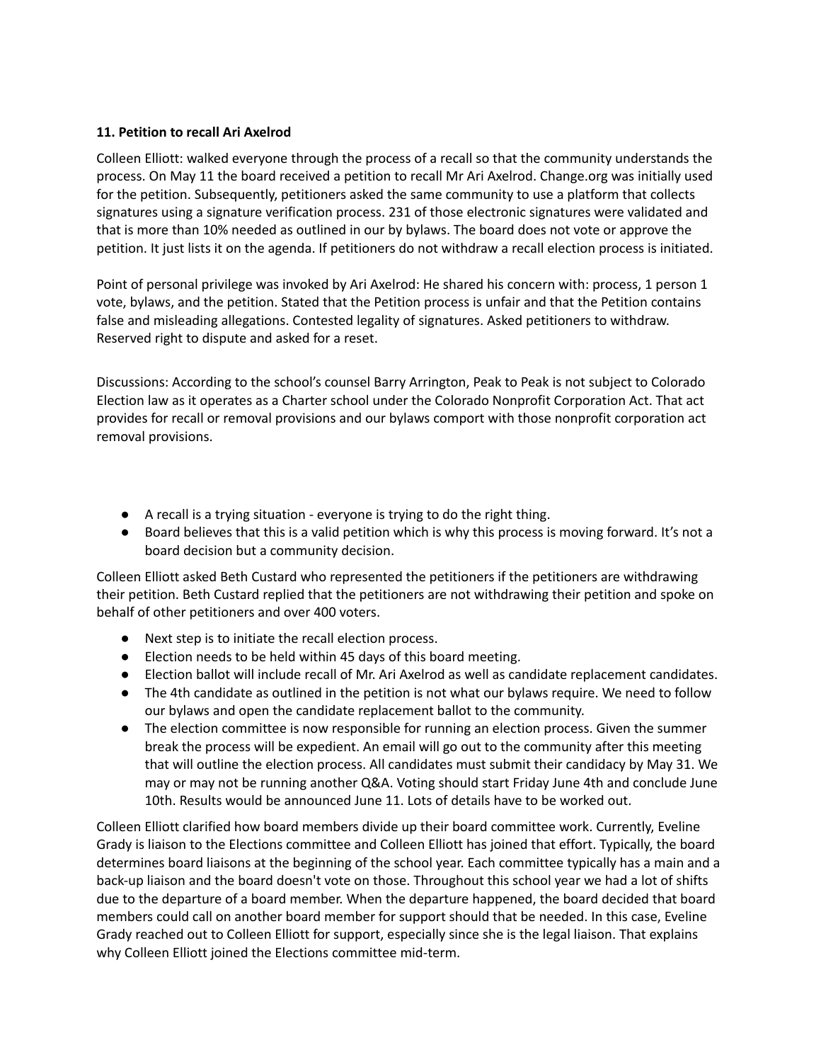**11. Petition to recall Ari Axelrod**

Colleen Elliott: walked everyone through the process of a recall so that the community understands the process. On May 11 the board received a petition to recall Mr Ari Axelrod. Change.org was initially used for the petition. Subsequently, petitioners asked the same community to use a platform that collects signatures using a signature verification process. 231 of those electronic signatures were validated and that is more than 10% needed as outlined in our by bylaws. The board does not vote or approve the petition. It just lists it on the agenda. If petitioners do not withdraw a recall election process is initiated.

Point of personal privilege was invoked by Ari Axelrod: He shared his concern with: process, 1 person 1 vote, bylaws, and the petition. Stated that the Petition process is unfair and that the Petition contains false and misleading allegations. Contested legality of signatures. Asked petitioners to withdraw. Reserved right to dispute and asked for a reset.

Discussions: According to the school's counsel Barry Arrington, Peak to Peak is not subject to Colorado Election law as it operates as a Charter school under the Colorado Nonprofit Corporation Act. That act provides for recall or removal provisions and our bylaws comport with those nonprofit corporation act removal provisions.

- A recall is a trying situation - everyone is trying to do the right thing.
- Board believes that this is a valid petition which is why this process is moving forward. It's not a board decision but a community decision.

Colleen Elliott asked Beth Custard who represented the petitioners if the petitioners are withdrawing their petition. Beth Custard replied that the petitioners are not withdrawing their petition and spoke on behalf of other petitioners and over 400 voters.

- Next step is to initiate the recall election process.
- Election needs to be held within 45 days of this board meeting.
- Election ballot will include recall of Mr. Ari Axelrod as well as candidate replacement candidates.
- The 4th candidate as outlined in the petition is not what our bylaws require. We need to follow our bylaws and open the candidate replacement ballot to the community.
- The election committee is now responsible for running an election process. Given the summer break the process will be expedient. An email will go out to the community after this meeting that will outline the election process. All candidates must submit their candidacy by May 31. We may or may not be running another Q&A. Voting should start Friday June 4th and conclude June 10th. Results would be announced June 11. Lots of details have to be worked out.

Colleen Elliott clarified how board members divide up their board committee work. Currently, Eveline Grady is liaison to the Elections committee and Colleen Elliott has joined that effort. Typically, the board determines board liaisons at the beginning of the school year. Each committee typically has a main and a back-up liaison and the board doesn't vote on those. Throughout this school year we had a lot of shifts due to the departure of a board member. When the departure happened, the board decided that board members could call on another board member for support should that be needed. In this case, Eveline Grady reached out to Colleen Elliott for support, especially since she is the legal liaison. That explains why Colleen Elliott joined the Elections committee mid-term.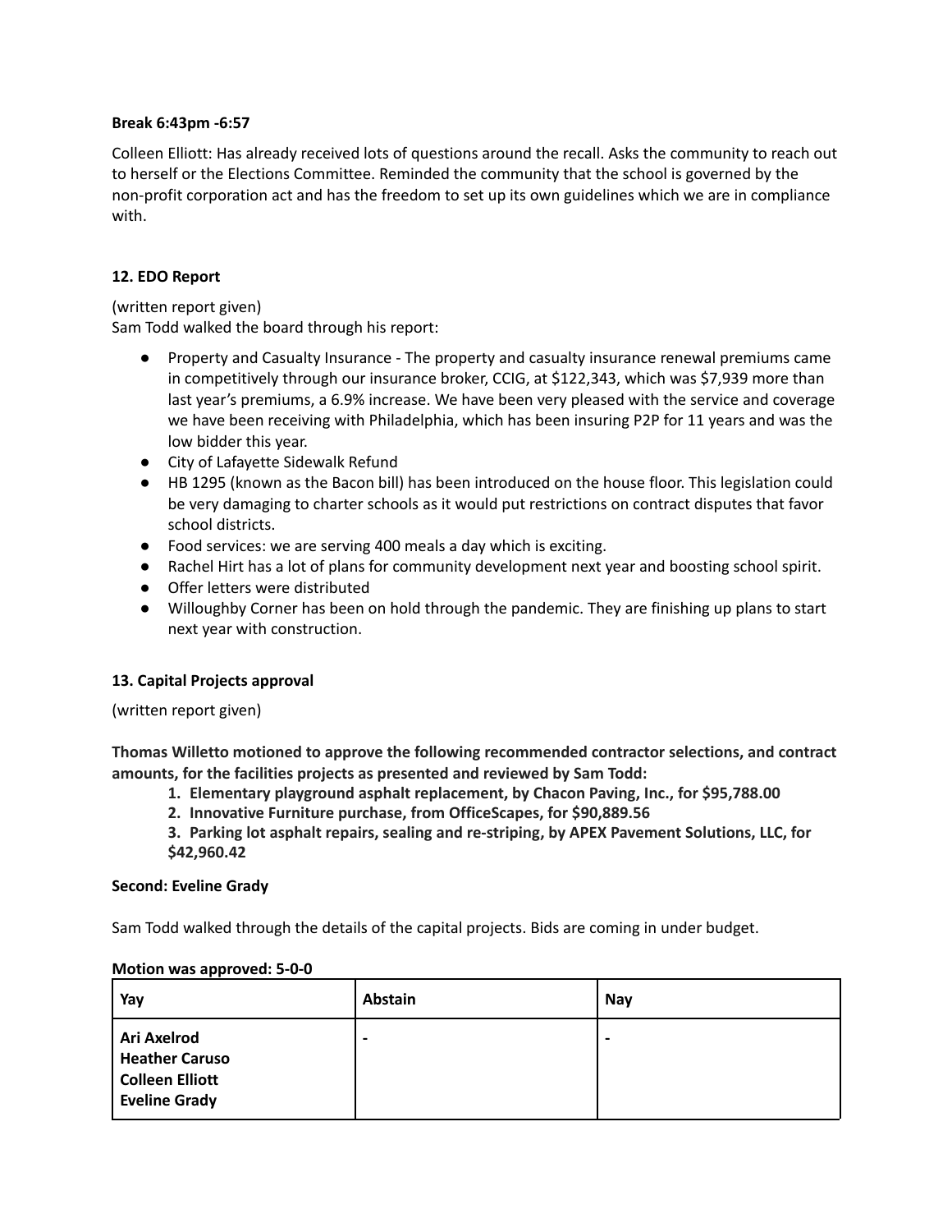**Break 6:43pm -6:57**

Colleen Elliott: Has already received lots of questions around the recall. Asks the community to reach out to herself or the Elections Committee. Reminded the community that the school is governed by the non-profit corporation act and has the freedom to set up its own guidelines which we are in compliance with.

**12. EDO Report**

(written report given)
Sam Todd walked the board through his report:

- Property and Casualty Insurance - The property and casualty insurance renewal premiums came in competitively through our insurance broker, CCIG, at $122,343, which was $7,939 more than last year's premiums, a 6.9% increase. We have been very pleased with the service and coverage we have been receiving with Philadelphia, which has been insuring P2P for 11 years and was the low bidder this year.
- City of Lafayette Sidewalk Refund
- HB 1295 (known as the Bacon bill) has been introduced on the house floor. This legislation could be very damaging to charter schools as it would put restrictions on contract disputes that favor school districts.
- Food services: we are serving 400 meals a day which is exciting.
- Rachel Hirt has a lot of plans for community development next year and boosting school spirit.
- Offer letters were distributed
- Willoughby Corner has been on hold through the pandemic. They are finishing up plans to start next year with construction.

**13. Capital Projects approval**

(written report given)

**Thomas Willetto motioned to approve the following recommended contractor selections, and contract amounts, for the facilities projects as presented and reviewed by Sam Todd:**

1. **Elementary playground asphalt replacement, by Chacon Paving, Inc., for $95,788.00**
2. **Innovative Furniture purchase, from OfficeScapes, for $90,889.56**
3. **Parking lot asphalt repairs, sealing and re-striping, by APEX Pavement Solutions, LLC, for $42,960.42**

**Second: Eveline Grady**

Sam Todd walked through the details of the capital projects. Bids are coming in under budget.

**Motion was approved: 5-0-0**

| Yay | Abstain | Nay |
|---|---|---|
| **Ari Axelrod**<br>**Heather Caruso**<br>**Colleen Elliott**<br>**Eveline Grady** | - | - |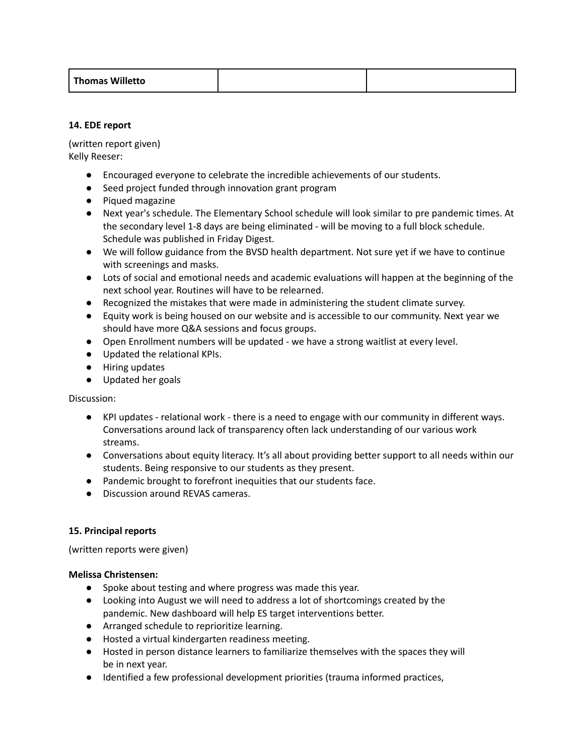| Thomas Willetto | | |
|---|---|---|

**14. EDE report**

(written report given)
Kelly Reeser:

- Encouraged everyone to celebrate the incredible achievements of our students.
- Seed project funded through innovation grant program
- Piqued magazine
- Next year's schedule. The Elementary School schedule will look similar to pre pandemic times. At the secondary level 1-8 days are being eliminated - will be moving to a full block schedule. Schedule was published in Friday Digest.
- We will follow guidance from the BVSD health department. Not sure yet if we have to continue with screenings and masks.
- Lots of social and emotional needs and academic evaluations will happen at the beginning of the next school year. Routines will have to be relearned.
- Recognized the mistakes that were made in administering the student climate survey.
- Equity work is being housed on our website and is accessible to our community. Next year we should have more Q&A sessions and focus groups.
- Open Enrollment numbers will be updated - we have a strong waitlist at every level.
- Updated the relational KPIs.
- Hiring updates
- Updated her goals

Discussion:

- KPI updates - relational work - there is a need to engage with our community in different ways. Conversations around lack of transparency often lack understanding of our various work streams.
- Conversations about equity literacy. It's all about providing better support to all needs within our students. Being responsive to our students as they present.
- Pandemic brought to forefront inequities that our students face.
- Discussion around REVAS cameras.

**15. Principal reports**

(written reports were given)

**Melissa Christensen:**

- Spoke about testing and where progress was made this year.
- Looking into August we will need to address a lot of shortcomings created by the pandemic. New dashboard will help ES target interventions better.
- Arranged schedule to reprioritize learning.
- Hosted a virtual kindergarten readiness meeting.
- Hosted in person distance learners to familiarize themselves with the spaces they will be in next year.
- Identified a few professional development priorities (trauma informed practices,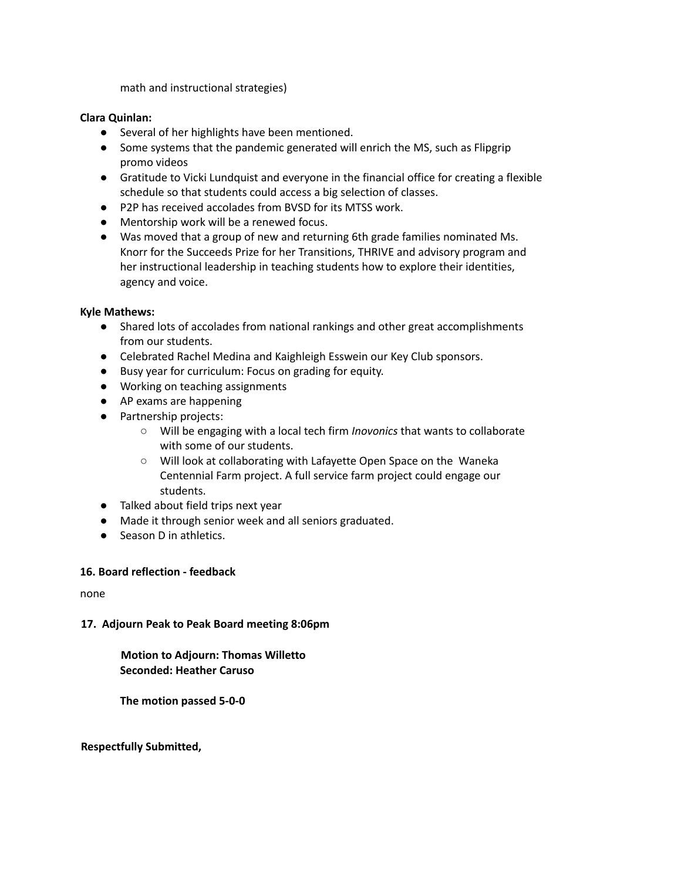math and instructional strategies)

**Clara Quinlan:**

- Several of her highlights have been mentioned.
- Some systems that the pandemic generated will enrich the MS, such as Flipgrip promo videos
- Gratitude to Vicki Lundquist and everyone in the financial office for creating a flexible schedule so that students could access a big selection of classes.
- P2P has received accolades from BVSD for its MTSS work.
- Mentorship work will be a renewed focus.
- Was moved that a group of new and returning 6th grade families nominated Ms. Knorr for the Succeeds Prize for her Transitions, THRIVE and advisory program and her instructional leadership in teaching students how to explore their identities, agency and voice.

**Kyle Mathews:**

- Shared lots of accolades from national rankings and other great accomplishments from our students.
- Celebrated Rachel Medina and Kaighleigh Esswein our Key Club sponsors.
- Busy year for curriculum: Focus on grading for equity.
- Working on teaching assignments
- AP exams are happening
- Partnership projects:
  - Will be engaging with a local tech firm *Inovonics* that wants to collaborate with some of our students.
  - Will look at collaborating with Lafayette Open Space on the Waneka Centennial Farm project. A full service farm project could engage our students.
- Talked about field trips next year
- Made it through senior week and all seniors graduated.
- Season D in athletics.

**16. Board reflection - feedback**

none

**17. Adjourn Peak to Peak Board meeting 8:06pm**

**Motion to Adjourn: Thomas Willetto**
**Seconded: Heather Caruso**

**The motion passed 5-0-0**

**Respectfully Submitted,**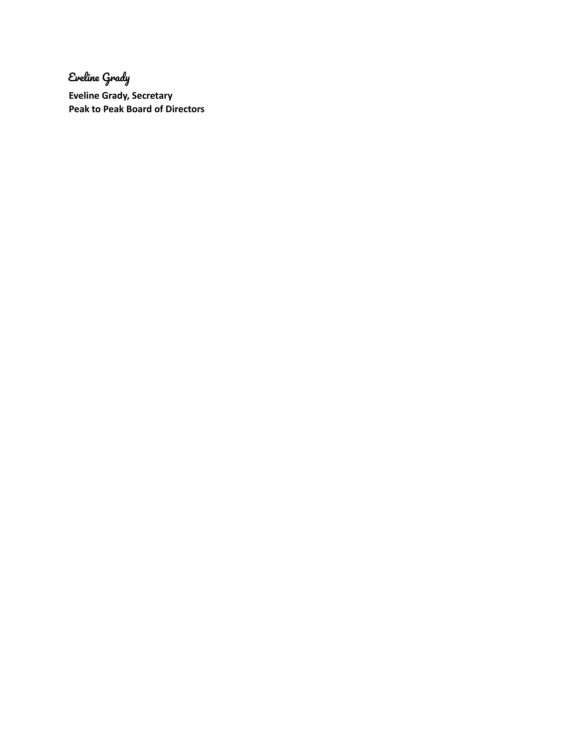*Eveline Grady*

**Eveline Grady, Secretary**
**Peak to Peak Board of Directors**